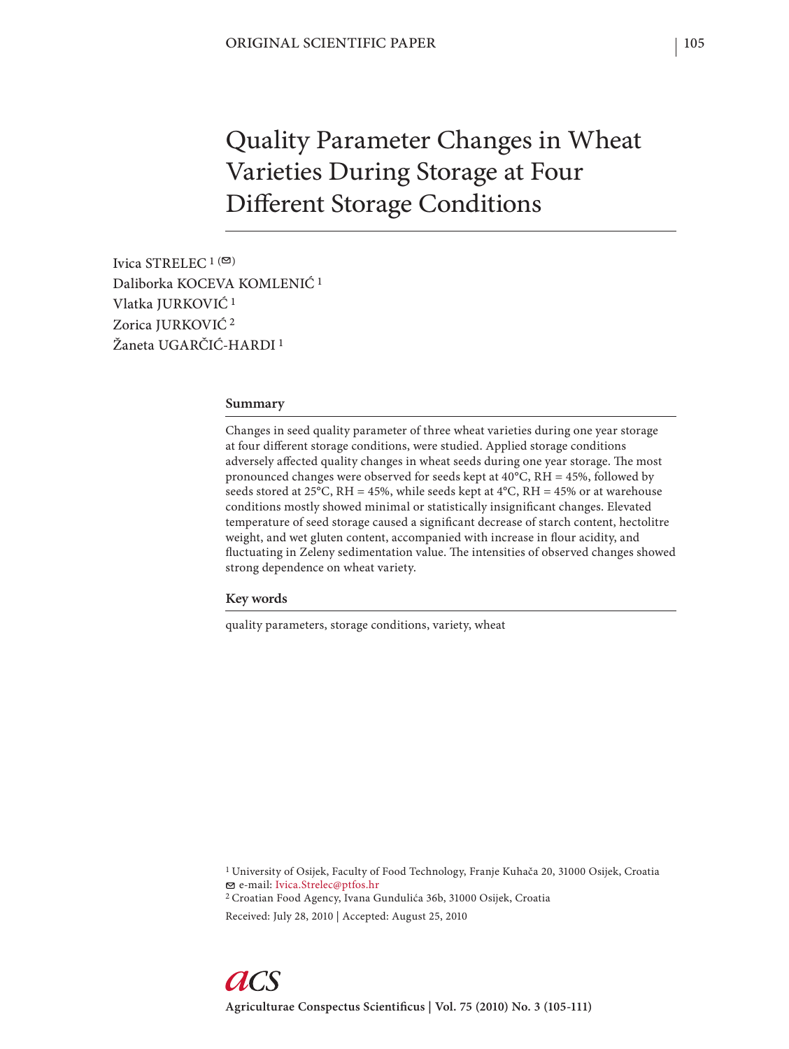# Quality Parameter Changes in Wheat Varieties During Storage at Four Different Storage Conditions

Ivica STRELEC [1] (✉)
Daliborka KOCEVA KOMLENIĆ [1]
Vlatka JURKOVIĆ [1]
Zorica JURKOVIĆ [2]
Žaneta UGARČIĆ-HARDI [1]

## Summary

Changes in seed quality parameter of three wheat varieties during one year storage at four different storage conditions, were studied. Applied storage conditions adversely affected quality changes in wheat seeds during one year storage. The most pronounced changes were observed for seeds kept at 40°C, RH = 45%, followed by seeds stored at 25°C, RH = 45%, while seeds kept at 4°C, RH = 45% or at warehouse conditions mostly showed minimal or statistically insignificant changes. Elevated temperature of seed storage caused a significant decrease of starch content, hectolitre weight, and wet gluten content, accompanied with increase in flour acidity, and fluctuating in Zeleny sedimentation value. The intensities of observed changes showed strong dependence on wheat variety.

## Key words

quality parameters, storage conditions, variety, wheat

[1] University of Osijek, Faculty of Food Technology, Franje Kuhača 20, 31000 Osijek, Croatia
✉ e-mail: Ivica.Strelec@ptfos.hr
[2] Croatian Food Agency, Ivana Gundulića 36b, 31000 Osijek, Croatia

Received: July 28, 2010 | Accepted: August 25, 2010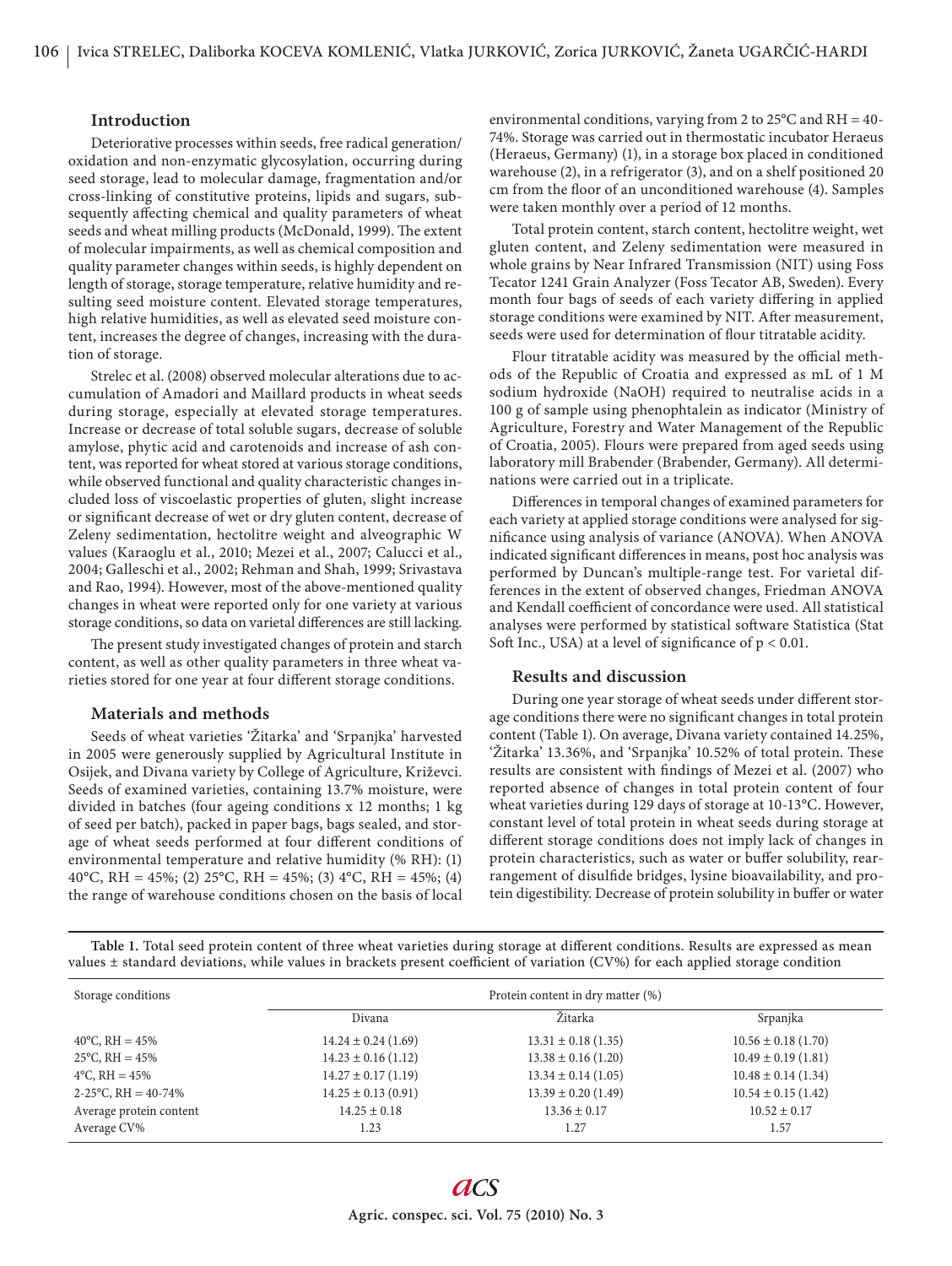## Introduction

Deteriorative processes within seeds, free radical generation/oxidation and non-enzymatic glycosylation, occurring during seed storage, lead to molecular damage, fragmentation and/or cross-linking of constitutive proteins, lipids and sugars, subsequently affecting chemical and quality parameters of wheat seeds and wheat milling products (McDonald, 1999). The extent of molecular impairments, as well as chemical composition and quality parameter changes within seeds, is highly dependent on length of storage, storage temperature, relative humidity and resulting seed moisture content. Elevated storage temperatures, high relative humidities, as well as elevated seed moisture content, increases the degree of changes, increasing with the duration of storage.

Strelec et al. (2008) observed molecular alterations due to accumulation of Amadori and Maillard products in wheat seeds during storage, especially at elevated storage temperatures. Increase or decrease of total soluble sugars, decrease of soluble amylose, phytic acid and carotenoids and increase of ash content, was reported for wheat stored at various storage conditions, while observed functional and quality characteristic changes included loss of viscoelastic properties of gluten, slight increase or significant decrease of wet or dry gluten content, decrease of Zeleny sedimentation, hectolitre weight and alveographic W values (Karaoglu et al., 2010; Mezei et al., 2007; Calucci et al., 2004; Galleschi et al., 2002; Rehman and Shah, 1999; Srivastava and Rao, 1994). However, most of the above-mentioned quality changes in wheat were reported only for one variety at various storage conditions, so data on varietal differences are still lacking.

The present study investigated changes of protein and starch content, as well as other quality parameters in three wheat varieties stored for one year at four different storage conditions.

## Materials and methods

Seeds of wheat varieties 'Žitarka' and 'Srpanjka' harvested in 2005 were generously supplied by Agricultural Institute in Osijek, and Divana variety by College of Agriculture, Križevci. Seeds of examined varieties, containing 13.7% moisture, were divided in batches (four ageing conditions x 12 months; 1 kg of seed per batch), packed in paper bags, bags sealed, and storage of wheat seeds performed at four different conditions of environmental temperature and relative humidity (% RH): (1) 40°C, RH = 45%; (2) 25°C, RH = 45%; (3) 4°C, RH = 45%; (4) the range of warehouse conditions chosen on the basis of local environmental conditions, varying from 2 to 25°C and RH = 40-74%. Storage was carried out in thermostatic incubator Heraeus (Heraeus, Germany) (1), in a storage box placed in conditioned warehouse (2), in a refrigerator (3), and on a shelf positioned 20 cm from the floor of an unconditioned warehouse (4). Samples were taken monthly over a period of 12 months.

Total protein content, starch content, hectolitre weight, wet gluten content, and Zeleny sedimentation were measured in whole grains by Near Infrared Transmission (NIT) using Foss Tecator 1241 Grain Analyzer (Foss Tecator AB, Sweden). Every month four bags of seeds of each variety differing in applied storage conditions were examined by NIT. After measurement, seeds were used for determination of flour titratable acidity.

Flour titratable acidity was measured by the official methods of the Republic of Croatia and expressed as mL of 1 M sodium hydroxide (NaOH) required to neutralise acids in a 100 g of sample using phenophtalein as indicator (Ministry of Agriculture, Forestry and Water Management of the Republic of Croatia, 2005). Flours were prepared from aged seeds using laboratory mill Brabender (Brabender, Germany). All determinations were carried out in a triplicate.

Differences in temporal changes of examined parameters for each variety at applied storage conditions were analysed for significance using analysis of variance (ANOVA). When ANOVA indicated significant differences in means, post hoc analysis was performed by Duncan's multiple-range test. For varietal differences in the extent of observed changes, Friedman ANOVA and Kendall coefficient of concordance were used. All statistical analyses were performed by statistical software Statistica (Stat Soft Inc., USA) at a level of significance of $p < 0.01$.

## Results and discussion

During one year storage of wheat seeds under different storage conditions there were no significant changes in total protein content (Table 1). On average, Divana variety contained 14.25%, 'Žitarka' 13.36%, and 'Srpanjka' 10.52% of total protein. These results are consistent with findings of Mezei et al. (2007) who reported absence of changes in total protein content of four wheat varieties during 129 days of storage at 10-13°C. However, constant level of total protein in wheat seeds during storage at different storage conditions does not imply lack of changes in protein characteristics, such as water or buffer solubility, rearrangement of disulfide bridges, lysine bioavailability, and protein digestibility. Decrease of protein solubility in buffer or water

**Table 1.** Total seed protein content of three wheat varieties during storage at different conditions. Results are expressed as mean values ± standard deviations, while values in brackets present coefficient of variation (CV%) for each applied storage condition

| Storage conditions | Protein content in dry matter (%) | | |
|---|---|---|---|
| | Divana | Žitarka | Srpanjka |
| 40°C, RH = 45% | 14.24 ± 0.24 (1.69) | 13.31 ± 0.18 (1.35) | 10.56 ± 0.18 (1.70) |
| 25°C, RH = 45% | 14.23 ± 0.16 (1.12) | 13.38 ± 0.16 (1.20) | 10.49 ± 0.19 (1.81) |
| 4°C, RH = 45% | 14.27 ± 0.17 (1.19) | 13.34 ± 0.14 (1.05) | 10.48 ± 0.14 (1.34) |
| 2-25°C, RH = 40-74% | 14.25 ± 0.13 (0.91) | 13.39 ± 0.20 (1.49) | 10.54 ± 0.15 (1.42) |
| Average protein content | 14.25 ± 0.18 | 13.36 ± 0.17 | 10.52 ± 0.17 |
| Average CV% | 1.23 | 1.27 | 1.57 |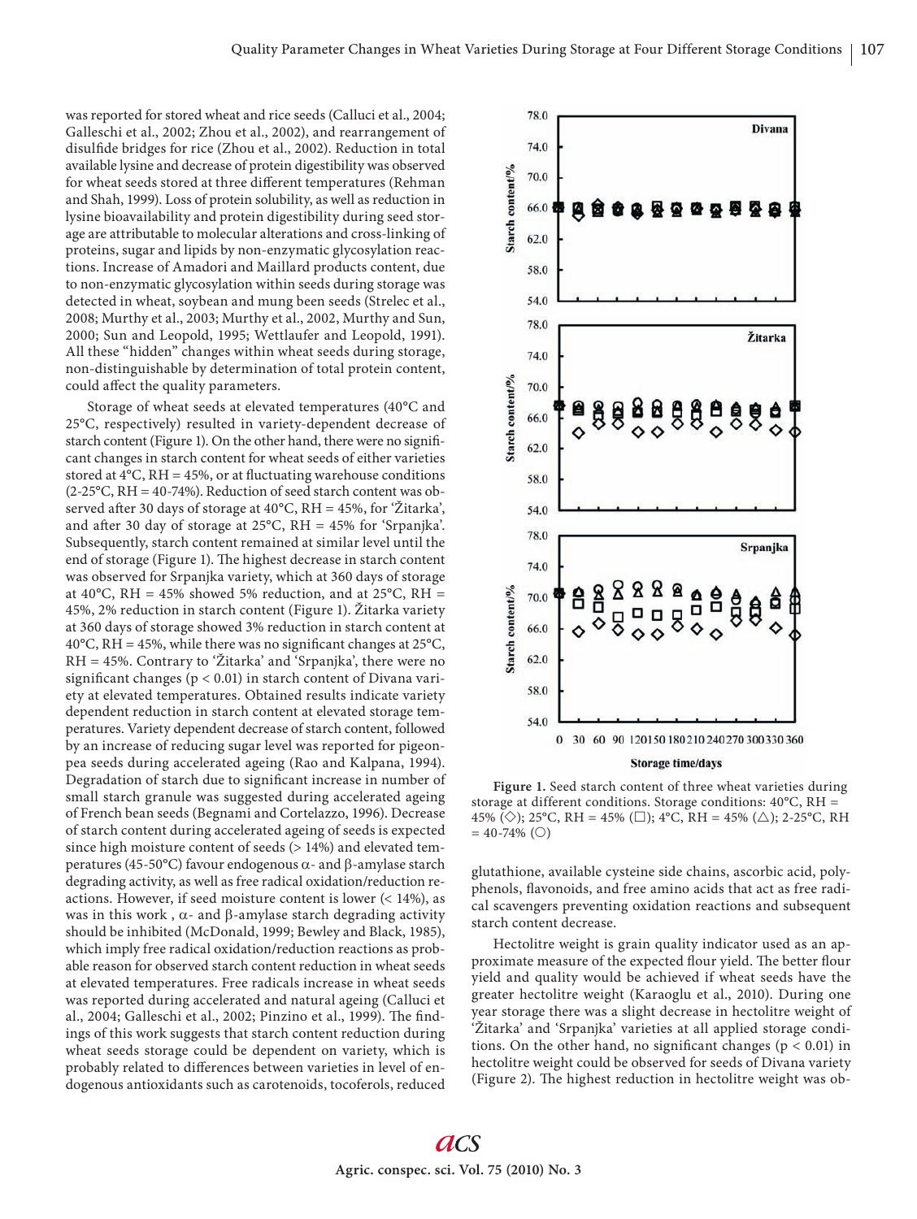was reported for stored wheat and rice seeds (Calluci et al., 2004; Galleschi et al., 2002; Zhou et al., 2002), and rearrangement of disulfide bridges for rice (Zhou et al., 2002). Reduction in total available lysine and decrease of protein digestibility was observed for wheat seeds stored at three different temperatures (Rehman and Shah, 1999). Loss of protein solubility, as well as reduction in lysine bioavailability and protein digestibility during seed storage are attributable to molecular alterations and cross-linking of proteins, sugar and lipids by non-enzymatic glycosylation reactions. Increase of Amadori and Maillard products content, due to non-enzymatic glycosylation within seeds during storage was detected in wheat, soybean and mung been seeds (Strelec et al., 2008; Murthy et al., 2003; Murthy et al., 2002, Murthy and Sun, 2000; Sun and Leopold, 1995; Wettlaufer and Leopold, 1991). All these "hidden" changes within wheat seeds during storage, non-distinguishable by determination of total protein content, could affect the quality parameters.

Storage of wheat seeds at elevated temperatures (40°C and 25°C, respectively) resulted in variety-dependent decrease of starch content (Figure 1). On the other hand, there were no significant changes in starch content for wheat seeds of either varieties stored at 4°C, RH = 45%, or at fluctuating warehouse conditions (2-25°C, RH = 40-74%). Reduction of seed starch content was observed after 30 days of storage at 40°C, RH = 45%, for 'Žitarka', and after 30 day of storage at 25°C, RH = 45% for 'Srpanjka'. Subsequently, starch content remained at similar level until the end of storage (Figure 1). The highest decrease in starch content was observed for Srpanjka variety, which at 360 days of storage at 40°C, RH = 45% showed 5% reduction, and at 25°C, RH = 45%, 2% reduction in starch content (Figure 1). Žitarka variety at 360 days of storage showed 3% reduction in starch content at 40°C, RH = 45%, while there was no significant changes at 25°C, RH = 45%. Contrary to 'Žitarka' and 'Srpanjka', there were no significant changes ($p < 0.01$) in starch content of Divana variety at elevated temperatures. Obtained results indicate variety dependent reduction in starch content at elevated storage temperatures. Variety dependent decrease of starch content, followed by an increase of reducing sugar level was reported for pigeonpea seeds during accelerated ageing (Rao and Kalpana, 1994). Degradation of starch due to significant increase in number of small starch granule was suggested during accelerated ageing of French bean seeds (Begnami and Cortelazzo, 1996). Decrease of starch content during accelerated ageing of seeds is expected since high moisture content of seeds (> 14%) and elevated temperatures (45-50°C) favour endogenous α- and β-amylase starch degrading activity, as well as free radical oxidation/reduction reactions. However, if seed moisture content is lower (< 14%), as was in this work , α- and β-amylase starch degrading activity should be inhibited (McDonald, 1999; Bewley and Black, 1985), which imply free radical oxidation/reduction reactions as probable reason for observed starch content reduction in wheat seeds at elevated temperatures. Free radicals increase in wheat seeds was reported during accelerated and natural ageing (Calluci et al., 2004; Galleschi et al., 2002; Pinzino et al., 1999). The findings of this work suggests that starch content reduction during wheat seeds storage could be dependent on variety, which is probably related to differences between varieties in level of endogenous antioxidants such as carotenoids, tocoferols, reduced glutathione, available cysteine side chains, ascorbic acid, polyphenols, flavonoids, and free amino acids that act as free radical scavengers preventing oxidation reactions and subsequent starch content decrease.

Figure 1. Seed starch content of three wheat varieties during storage at different conditions. Storage conditions: 40°C, RH = 45% (◇); 25°C, RH = 45% (□); 4°C, RH = 45% (△); 2-25°C, RH = 40-74% (○)

Hectolitre weight is grain quality indicator used as an approximate measure of the expected flour yield. The better flour yield and quality would be achieved if wheat seeds have the greater hectolitre weight (Karaoglu et al., 2010). During one year storage there was a slight decrease in hectolitre weight of 'Žitarka' and 'Srpanjka' varieties at all applied storage conditions. On the other hand, no significant changes ($p < 0.01$) in hectolitre weight could be observed for seeds of Divana variety (Figure 2). The highest reduction in hectolitre weight was ob-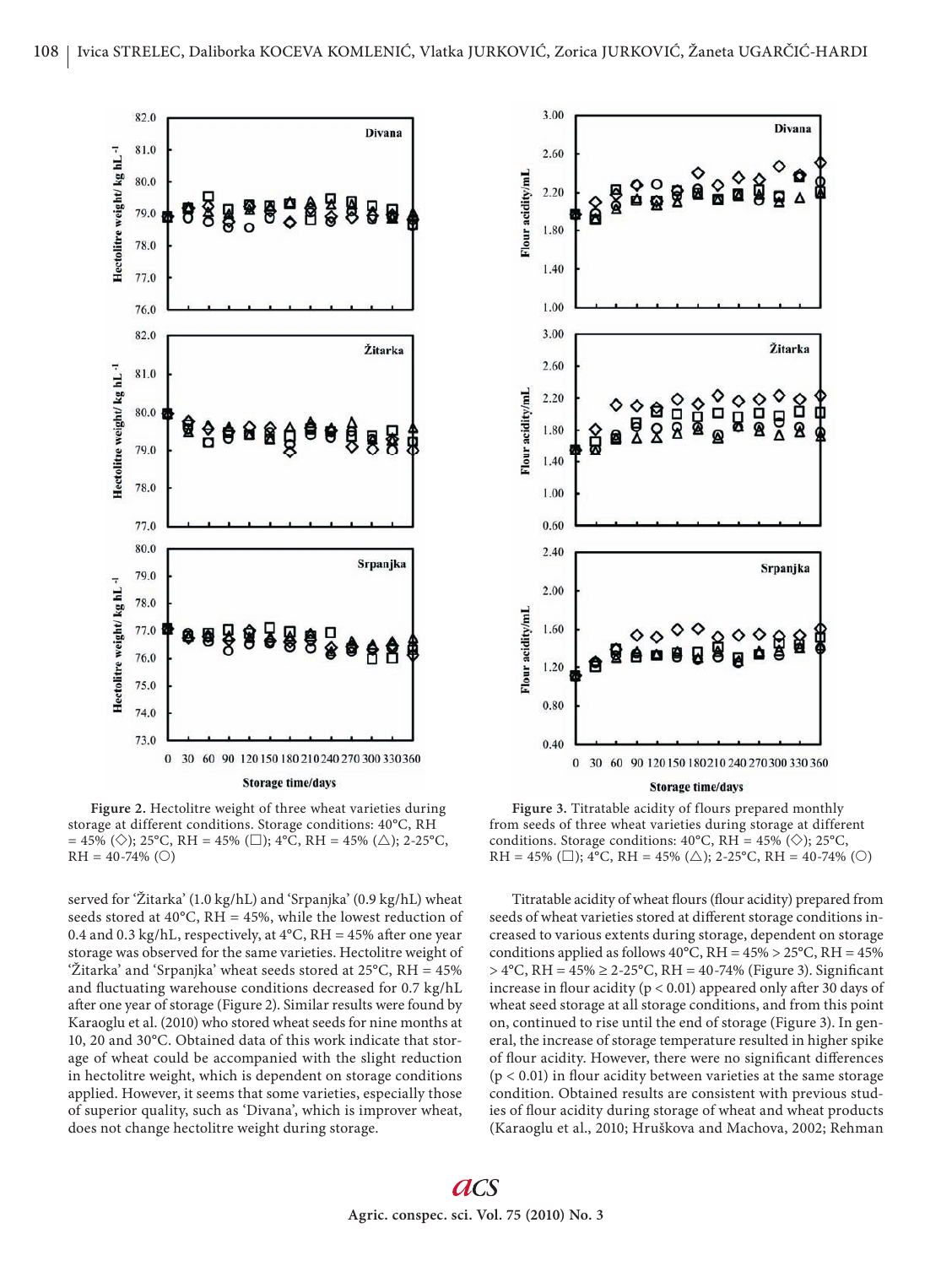Figure 2. Hectolitre weight of three wheat varieties during storage at different conditions. Storage conditions: 40°C, RH = 45% (◇); 25°C, RH = 45% (□); 4°C, RH = 45% (△); 2-25°C, RH = 40-74% (○)

Figure 3. Titratable acidity of flours prepared monthly from seeds of three wheat varieties during storage at different conditions. Storage conditions: 40°C, RH = 45% (◇); 25°C, RH = 45% (□); 4°C, RH = 45% (△); 2-25°C, RH = 40-74% (○)

served for 'Žitarka' (1.0 kg/hL) and 'Srpanjka' (0.9 kg/hL) wheat seeds stored at 40°C, RH = 45%, while the lowest reduction of 0.4 and 0.3 kg/hL, respectively, at 4°C, RH = 45% after one year storage was observed for the same varieties. Hectolitre weight of 'Žitarka' and 'Srpanjka' wheat seeds stored at 25°C, RH = 45% and fluctuating warehouse conditions decreased for 0.7 kg/hL after one year of storage (Figure 2). Similar results were found by Karaoglu et al. (2010) who stored wheat seeds for nine months at 10, 20 and 30°C. Obtained data of this work indicate that storage of wheat could be accompanied with the slight reduction in hectolitre weight, which is dependent on storage conditions applied. However, it seems that some varieties, especially those of superior quality, such as 'Divana', which is improver wheat, does not change hectolitre weight during storage.

Titratable acidity of wheat flours (flour acidity) prepared from seeds of wheat varieties stored at different storage conditions increased to various extents during storage, dependent on storage conditions applied as follows 40°C, RH = 45% > 25°C, RH = 45% > 4°C, RH = 45% ≥ 2-25°C, RH = 40-74% (Figure 3). Significant increase in flour acidity ($p < 0.01$) appeared only after 30 days of wheat seed storage at all storage conditions, and from this point on, continued to rise until the end of storage (Figure 3). In general, the increase of storage temperature resulted in higher spike of flour acidity. However, there were no significant differences ($p < 0.01$) in flour acidity between varieties at the same storage condition. Obtained results are consistent with previous studies of flour acidity during storage of wheat and wheat products (Karaoglu et al., 2010; Hruškova and Machova, 2002; Rehman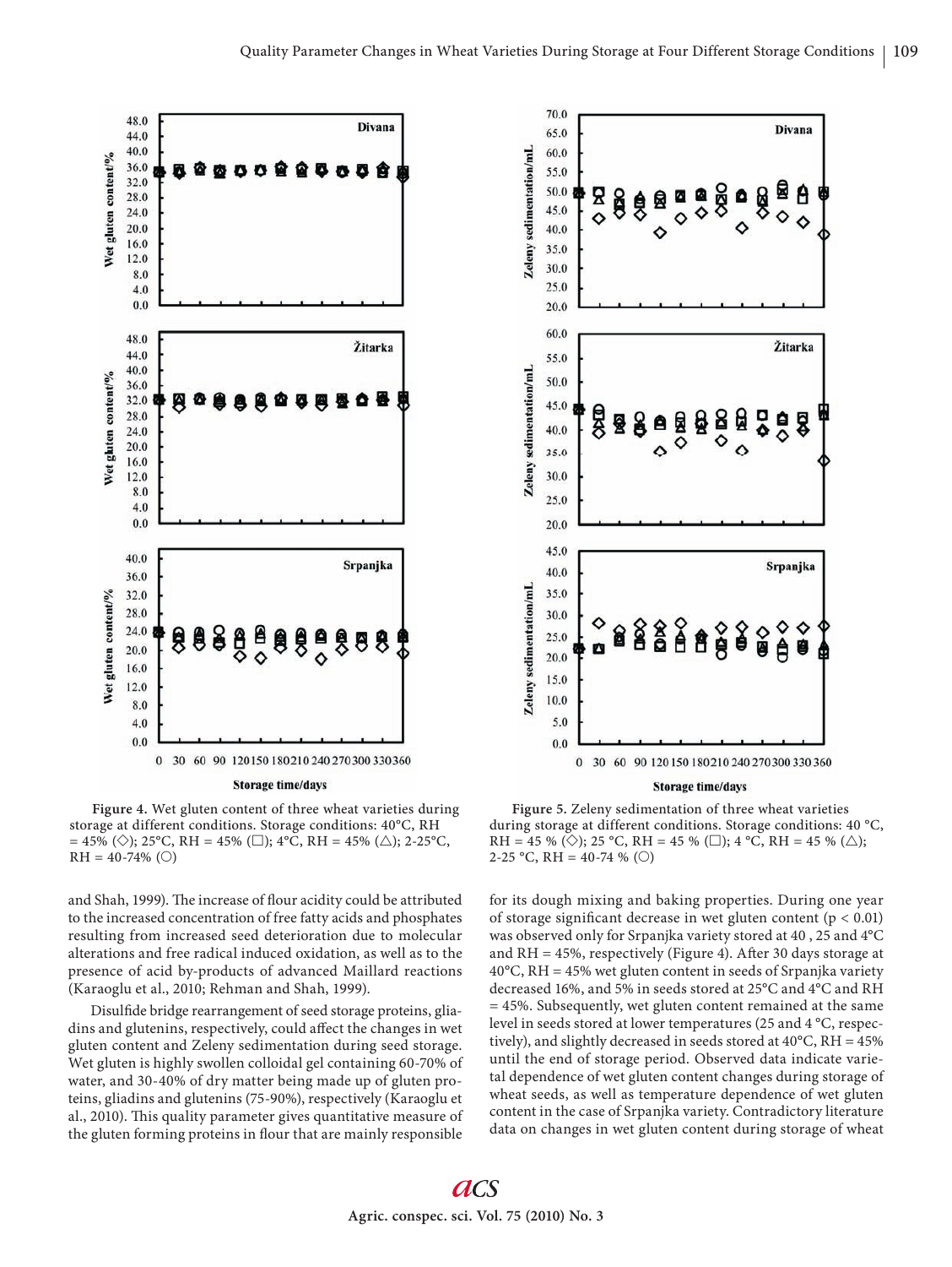Figure 4. Wet gluten content of three wheat varieties during storage at different conditions. Storage conditions: 40°C, RH = 45% (◇); 25°C, RH = 45% (□); 4°C, RH = 45% (△); 2-25°C, RH = 40-74% (○)

Figure 5. Zeleny sedimentation of three wheat varieties during storage at different conditions. Storage conditions: 40 °C, RH = 45 % (◇); 25 °C, RH = 45 % (□); 4 °C, RH = 45 % (△); 2-25 °C, RH = 40-74 % (○)

and Shah, 1999). The increase of flour acidity could be attributed to the increased concentration of free fatty acids and phosphates resulting from increased seed deterioration due to molecular alterations and free radical induced oxidation, as well as to the presence of acid by-products of advanced Maillard reactions (Karaoglu et al., 2010; Rehman and Shah, 1999).

Disulfide bridge rearrangement of seed storage proteins, gliadins and glutenins, respectively, could affect the changes in wet gluten content and Zeleny sedimentation during seed storage. Wet gluten is highly swollen colloidal gel containing 60-70% of water, and 30-40% of dry matter being made up of gluten proteins, gliadins and glutenins (75-90%), respectively (Karaoglu et al., 2010). This quality parameter gives quantitative measure of the gluten forming proteins in flour that are mainly responsible for its dough mixing and baking properties. During one year of storage significant decrease in wet gluten content ($p < 0.01$) was observed only for Srpanjka variety stored at 40 , 25 and 4°C and RH = 45%, respectively (Figure 4). After 30 days storage at 40°C, RH = 45% wet gluten content in seeds of Srpanjka variety decreased 16%, and 5% in seeds stored at 25°C and 4°C and RH = 45%. Subsequently, wet gluten content remained at the same level in seeds stored at lower temperatures (25 and 4 °C, respectively), and slightly decreased in seeds stored at 40°C, RH = 45% until the end of storage period. Observed data indicate varietal dependence of wet gluten content changes during storage of wheat seeds, as well as temperature dependence of wet gluten content in the case of Srpanjka variety. Contradictory literature data on changes in wet gluten content during storage of wheat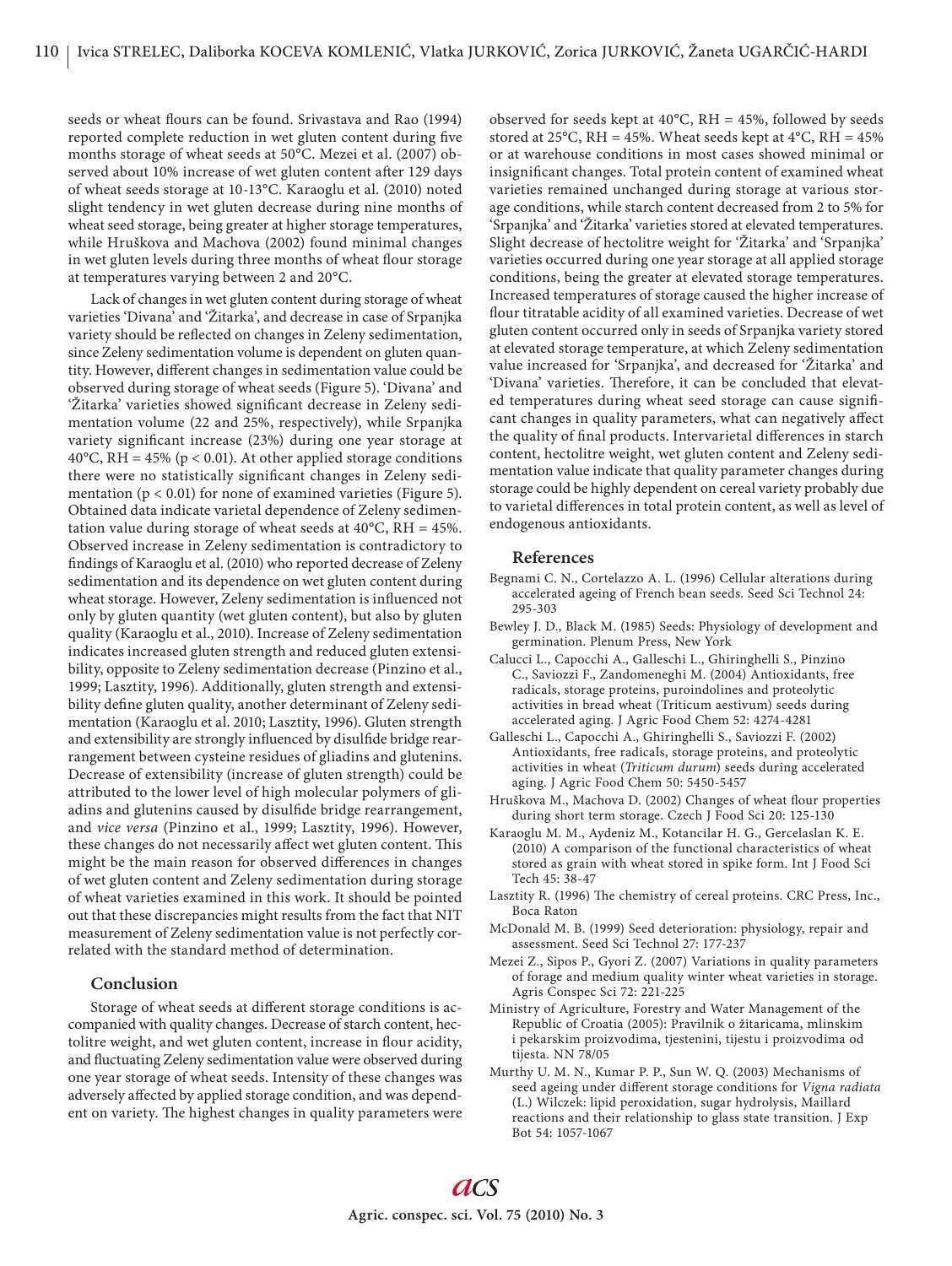seeds or wheat flours can be found. Srivastava and Rao (1994) reported complete reduction in wet gluten content during five months storage of wheat seeds at 50°C. Mezei et al. (2007) observed about 10% increase of wet gluten content after 129 days of wheat seeds storage at 10-13°C. Karaoglu et al. (2010) noted slight tendency in wet gluten decrease during nine months of wheat seed storage, being greater at higher storage temperatures, while Hruškova and Machova (2002) found minimal changes in wet gluten levels during three months of wheat flour storage at temperatures varying between 2 and 20°C.

Lack of changes in wet gluten content during storage of wheat varieties 'Divana' and 'Žitarka', and decrease in case of Srpanjka variety should be reflected on changes in Zeleny sedimentation, since Zeleny sedimentation volume is dependent on gluten quantity. However, different changes in sedimentation value could be observed during storage of wheat seeds (Figure 5). 'Divana' and 'Žitarka' varieties showed significant decrease in Zeleny sedimentation volume (22 and 25%, respectively), while Srpanjka variety significant increase (23%) during one year storage at 40°C, RH = 45% ($p < 0.01$). At other applied storage conditions there were no statistically significant changes in Zeleny sedimentation ($p < 0.01$) for none of examined varieties (Figure 5). Obtained data indicate varietal dependence of Zeleny sedimentation value during storage of wheat seeds at 40°C, RH = 45%. Observed increase in Zeleny sedimentation is contradictory to findings of Karaoglu et al. (2010) who reported decrease of Zeleny sedimentation and its dependence on wet gluten content during wheat storage. However, Zeleny sedimentation is influenced not only by gluten quantity (wet gluten content), but also by gluten quality (Karaoglu et al., 2010). Increase of Zeleny sedimentation indicates increased gluten strength and reduced gluten extensibility, opposite to Zeleny sedimentation decrease (Pinzino et al., 1999; Lasztity, 1996). Additionally, gluten strength and extensibility define gluten quality, another determinant of Zeleny sedimentation (Karaoglu et al. 2010; Lasztity, 1996). Gluten strength and extensibility are strongly influenced by disulfide bridge rearrangement between cysteine residues of gliadins and glutenins. Decrease of extensibility (increase of gluten strength) could be attributed to the lower level of high molecular polymers of gliadins and glutenins caused by disulfide bridge rearrangement, and *vice versa* (Pinzino et al., 1999; Lasztity, 1996). However, these changes do not necessarily affect wet gluten content. This might be the main reason for observed differences in changes of wet gluten content and Zeleny sedimentation during storage of wheat varieties examined in this work. It should be pointed out that these discrepancies might results from the fact that NIT measurement of Zeleny sedimentation value is not perfectly correlated with the standard method of determination.

## Conclusion

Storage of wheat seeds at different storage conditions is accompanied with quality changes. Decrease of starch content, hectolitre weight, and wet gluten content, increase in flour acidity, and fluctuating Zeleny sedimentation value were observed during one year storage of wheat seeds. Intensity of these changes was adversely affected by applied storage condition, and was dependent on variety. The highest changes in quality parameters were observed for seeds kept at 40°C, RH = 45%, followed by seeds stored at 25°C, RH = 45%. Wheat seeds kept at 4°C, RH = 45% or at warehouse conditions in most cases showed minimal or insignificant changes. Total protein content of examined wheat varieties remained unchanged during storage at various storage conditions, while starch content decreased from 2 to 5% for 'Srpanjka' and 'Žitarka' varieties stored at elevated temperatures. Slight decrease of hectolitre weight for 'Žitarka' and 'Srpanjka' varieties occurred during one year storage at all applied storage conditions, being the greater at elevated storage temperatures. Increased temperatures of storage caused the higher increase of flour titratable acidity of all examined varieties. Decrease of wet gluten content occurred only in seeds of Srpanjka variety stored at elevated storage temperature, at which Zeleny sedimentation value increased for 'Srpanjka', and decreased for 'Žitarka' and 'Divana' varieties. Therefore, it can be concluded that elevated temperatures during wheat seed storage can cause significant changes in quality parameters, what can negatively affect the quality of final products. Intervarietal differences in starch content, hectolitre weight, wet gluten content and Zeleny sedimentation value indicate that quality parameter changes during storage could be highly dependent on cereal variety probably due to varietal differences in total protein content, as well as level of endogenous antioxidants.

## References

Begnami C. N., Cortelazzo A. L. (1996) Cellular alterations during accelerated ageing of French bean seeds. Seed Sci Technol 24: 295-303

Bewley J. D., Black M. (1985) Seeds: Physiology of development and germination. Plenum Press, New York

Calucci L., Capocchi A., Galleschi L., Ghiringhelli S., Pinzino C., Saviozzi F., Zandomeneghi M. (2004) Antioxidants, free radicals, storage proteins, puroindolines and proteolytic activities in bread wheat (Triticum aestivum) seeds during accelerated aging. J Agric Food Chem 52: 4274-4281

Galleschi L., Capocchi A., Ghiringhelli S., Saviozzi F. (2002) Antioxidants, free radicals, storage proteins, and proteolytic activities in wheat (*Triticum durum*) seeds during accelerated aging. J Agric Food Chem 50: 5450-5457

Hruškova M., Machova D. (2002) Changes of wheat flour properties during short term storage. Czech J Food Sci 20: 125-130

Karaoglu M. M., Aydeniz M., Kotancilar H. G., Gercelaslan K. E. (2010) A comparison of the functional characteristics of wheat stored as grain with wheat stored in spike form. Int J Food Sci Tech 45: 38-47

Lasztity R. (1996) The chemistry of cereal proteins. CRC Press, Inc., Boca Raton

McDonald M. B. (1999) Seed deterioration: physiology, repair and assessment. Seed Sci Technol 27: 177-237

Mezei Z., Sipos P., Gyori Z. (2007) Variations in quality parameters of forage and medium quality winter wheat varieties in storage. Agris Conspec Sci 72: 221-225

Ministry of Agriculture, Forestry and Water Management of the Republic of Croatia (2005): Pravilnik o žitaricama, mlinskim i pekarskim proizvodima, tjestenini, tijestu i proizvodima od tijesta. NN 78/05

Murthy U. M. N., Kumar P. P., Sun W. Q. (2003) Mechanisms of seed ageing under different storage conditions for *Vigna radiata* (L.) Wilczek: lipid peroxidation, sugar hydrolysis, Maillard reactions and their relationship to glass state transition. J Exp Bot 54: 1057-1067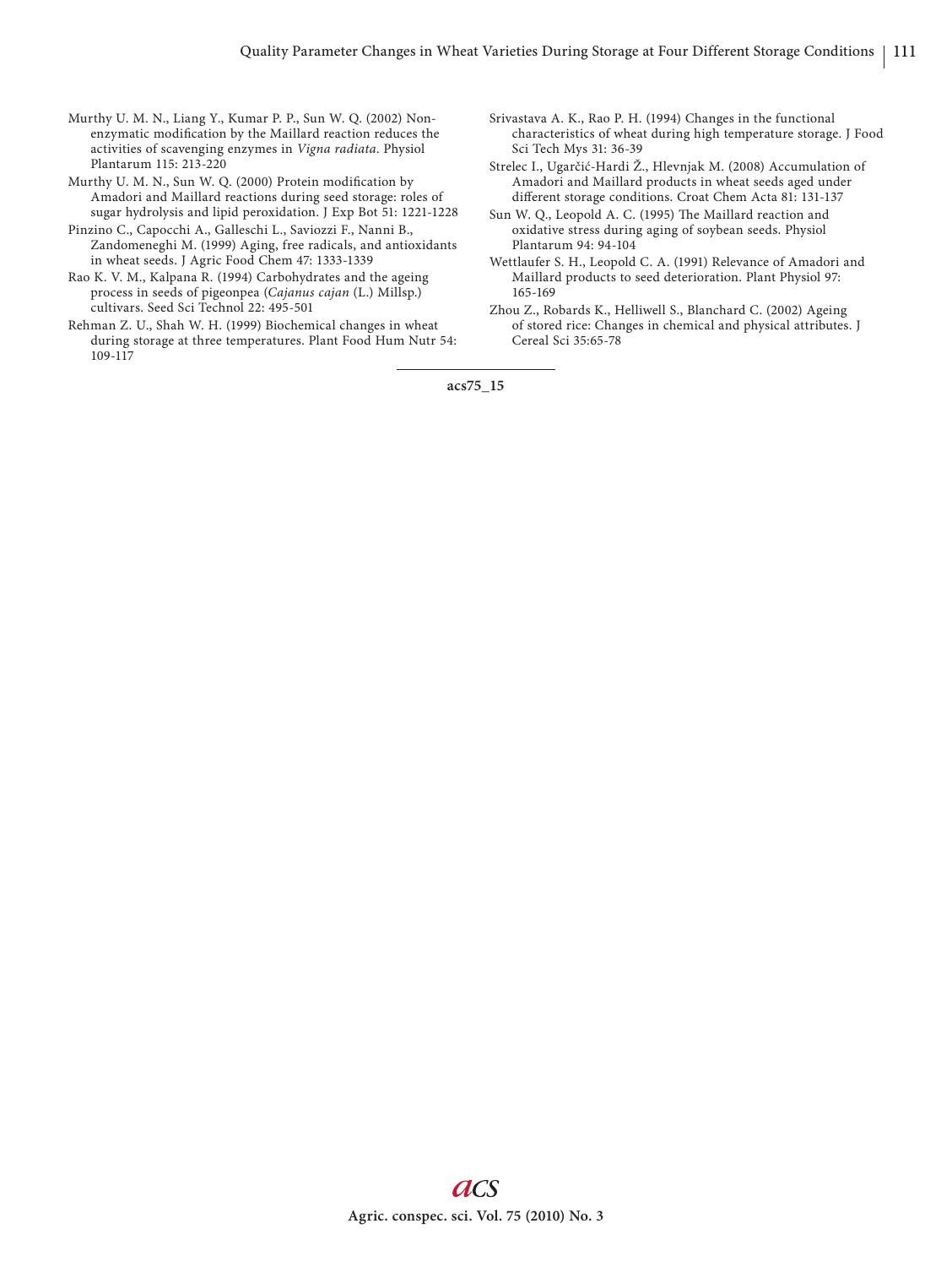Murthy U. M. N., Liang Y., Kumar P. P., Sun W. Q. (2002) Non-enzymatic modification by the Maillard reaction reduces the activities of scavenging enzymes in *Vigna radiata*. Physiol Plantarum 115: 213-220

Murthy U. M. N., Sun W. Q. (2000) Protein modification by Amadori and Maillard reactions during seed storage: roles of sugar hydrolysis and lipid peroxidation. J Exp Bot 51: 1221-1228

Pinzino C., Capocchi A., Galleschi L., Saviozzi F., Nanni B., Zandomeneghi M. (1999) Aging, free radicals, and antioxidants in wheat seeds. J Agric Food Chem 47: 1333-1339

Rao K. V. M., Kalpana R. (1994) Carbohydrates and the ageing process in seeds of pigeonpea (*Cajanus cajan* (L.) Millsp.) cultivars. Seed Sci Technol 22: 495-501

Rehman Z. U., Shah W. H. (1999) Biochemical changes in wheat during storage at three temperatures. Plant Food Hum Nutr 54: 109-117

Srivastava A. K., Rao P. H. (1994) Changes in the functional characteristics of wheat during high temperature storage. J Food Sci Tech Mys 31: 36-39

Strelec I., Ugarčić-Hardi Ž., Hlevnjak M. (2008) Accumulation of Amadori and Maillard products in wheat seeds aged under different storage conditions. Croat Chem Acta 81: 131-137

Sun W. Q., Leopold A. C. (1995) The Maillard reaction and oxidative stress during aging of soybean seeds. Physiol Plantarum 94: 94-104

Wettlaufer S. H., Leopold C. A. (1991) Relevance of Amadori and Maillard products to seed deterioration. Plant Physiol 97: 165-169

Zhou Z., Robards K., Helliwell S., Blanchard C. (2002) Ageing of stored rice: Changes in chemical and physical attributes. J Cereal Sci 35:65-78

**acs75_15**